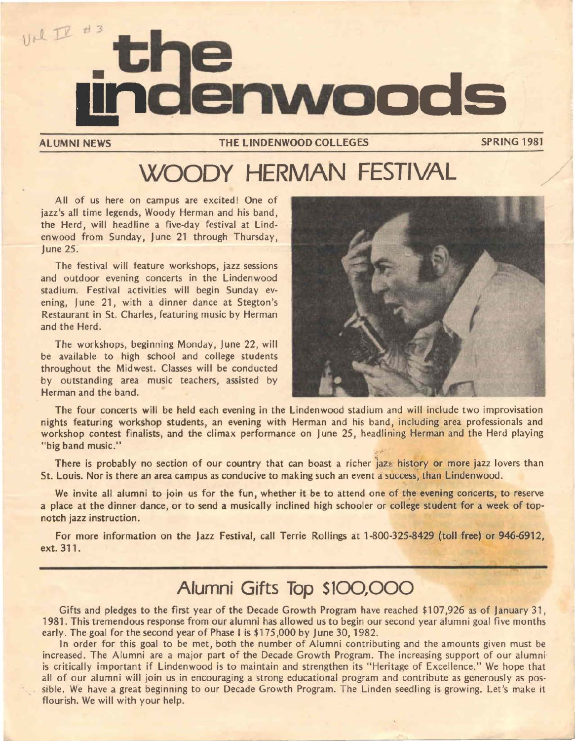Vol IV #3

# the lindenwoods

ALUMNI NEWS — THE LINDENWOOD COLLEGES — SPRING 1981

## WOODY HERMAN FESTIVAL

All of us here on campus are excited! One of jazz's all time legends, Woody Herman and his band, the Herd, will headline a five-day festival at Lindenwood from Sunday, June 21 through Thursday, June 25.

The festival will feature workshops, jazz sessions and outdoor evening concerts in the Lindenwood stadium. Festival activities will begin Sunday evening, June 21, with a dinner dance at Stegton's Restaurant in St. Charles, featuring music by Herman and the Herd.

The workshops, beginning Monday, June 22, will be available to high school and college students throughout the Midwest. Classes will be conducted by outstanding area music teachers, assisted by Herman and the band.

The four concerts will be held each evening in the Lindenwood stadium and will include two improvisation nights featuring workshop students, an evening with Herman and his band, including area professionals and workshop contest finalists, and the climax performance on June 25, headlining Herman and the Herd playing "big band music."

There is probably no section of our country that can boast a richer jazz history or more jazz lovers than St. Louis. Nor is there an area campus as conducive to making such an event a success, than Lindenwood.

We invite all alumni to join us for the fun, whether it be to attend one of the evening concerts, to reserve a place at the dinner dance, or to send a musically inclined high schooler or college student for a week of top-notch jazz instruction.

For more information on the Jazz Festival, call Terrie Rollings at 1-800-325-8429 (toll free) or 946-6912, ext. 311.

## Alumni Gifts Top $100,000

Gifts and pledges to the first year of the Decade Growth Program have reached $107,926 as of January 31, 1981. This tremendous response from our alumni has allowed us to begin our second year alumni goal five months early. The goal for the second year of Phase I is $175,000 by June 30, 1982.

In order for this goal to be met, both the number of Alumni contributing and the amounts given must be increased. The Alumni are a major part of the Decade Growth Program. The increasing support of our alumni is critically important if Lindenwood is to maintain and strengthen its "Heritage of Excellence." We hope that all of our alumni will join us in encouraging a strong educational program and contribute as generously as possible. We have a great beginning to our Decade Growth Program. The Linden seedling is growing. Let's make it flourish. We will with your help.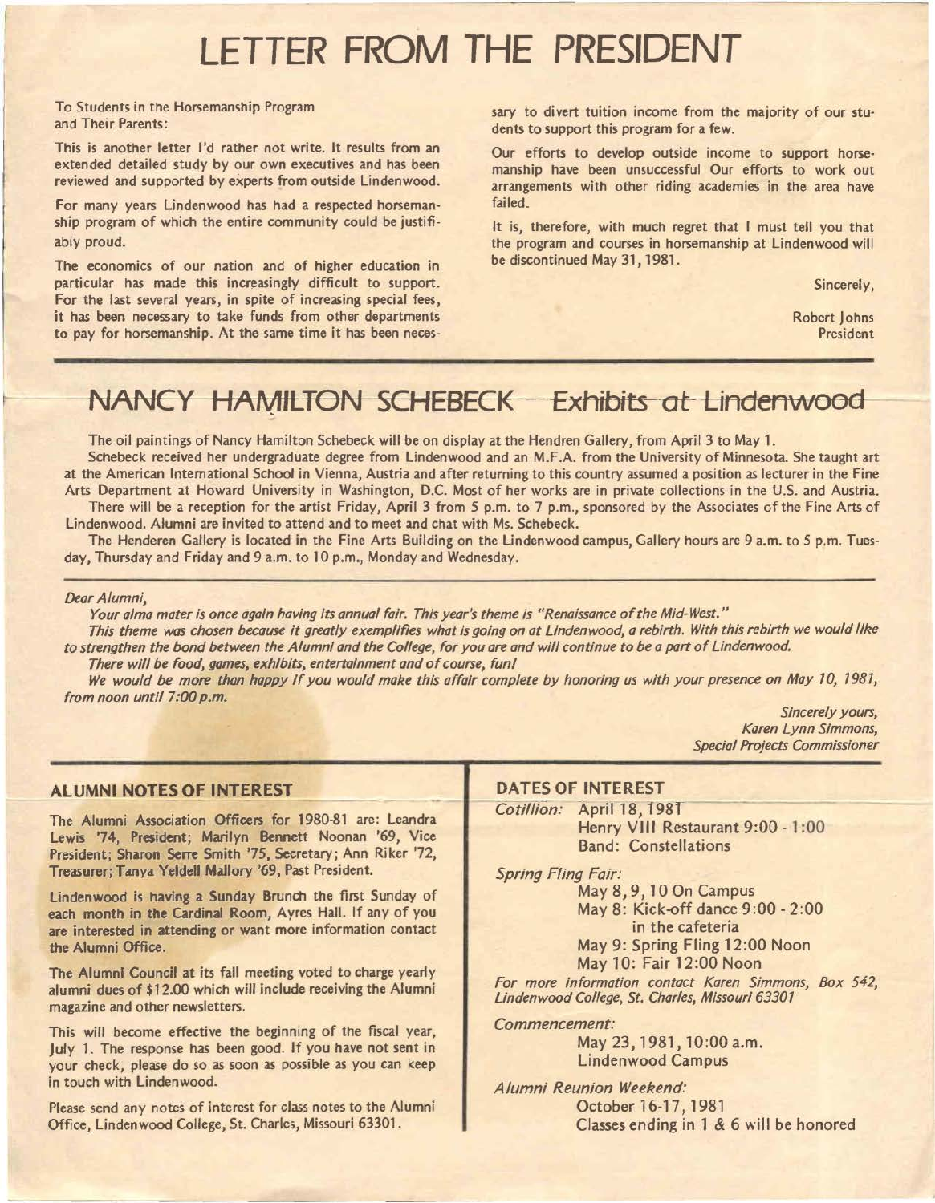# LETTER FROM THE PRESIDENT

To Students in the Horsemanship Program
and Their Parents:

This is another letter I'd rather not write. It results from an extended detailed study by our own executives and has been reviewed and supported by experts from outside Lindenwood.

For many years Lindenwood has had a respected horsemanship program of which the entire community could be justifiably proud.

The economics of our nation and of higher education in particular has made this increasingly difficult to support. For the last several years, in spite of increasing special fees, it has been necessary to take funds from other departments to pay for horsemanship. At the same time it has been necessary to divert tuition income from the majority of our students to support this program for a few.

Our efforts to develop outside income to support horsemanship have been unsuccessful Our efforts to work out arrangements with other riding academies in the area have failed.

It is, therefore, with much regret that I must tell you that the program and courses in horsemanship at Lindenwood will be discontinued May 31, 1981.

Sincerely,

Robert Johns
President

# NANCY HAMILTON SCHEBECK Exhibits at Lindenwood

The oil paintings of Nancy Hamilton Schebeck will be on display at the Hendren Gallery, from April 3 to May 1.

Schebeck received her undergraduate degree from Lindenwood and an M.F.A. from the University of Minnesota. She taught art at the American International School in Vienna, Austria and after returning to this country assumed a position as lecturer in the Fine Arts Department at Howard University in Washington, D.C. Most of her works are in private collections in the U.S. and Austria.

There will be a reception for the artist Friday, April 3 from 5 p.m. to 7 p.m., sponsored by the Associates of the Fine Arts of Lindenwood. Alumni are invited to attend and to meet and chat with Ms. Schebeck.

The Henderen Gallery is located in the Fine Arts Building on the Lindenwood campus, Gallery hours are 9 a.m. to 5 p.m. Tuesday, Thursday and Friday and 9 a.m. to 10 p.m., Monday and Wednesday.

*Dear Alumni,*

*Your alma mater is once again having its annual fair. This year's theme is "Renaissance of the Mid-West."*

*This theme was chosen because it greatly exemplifies what is going on at Lindenwood, a rebirth. With this rebirth we would like to strengthen the bond between the Alumni and the College, for you are and will continue to be a part of Lindenwood.*

*There will be food, games, exhibits, entertainment and of course, fun!*

*We would be more than happy if you would make this affair complete by honoring us with your presence on May 10, 1981, from noon until 7:00 p.m.*

*Sincerely yours,*
*Karen Lynn Simmons,*
*Special Projects Commissioner*

## ALUMNI NOTES OF INTEREST

The Alumni Association Officers for 1980-81 are: Leandra Lewis '74, President; Marilyn Bennett Noonan '69, Vice President; Sharon Serre Smith '75, Secretary; Ann Riker '72, Treasurer; Tanya Yeldell Mallory '69, Past President.

Lindenwood is having a Sunday Brunch the first Sunday of each month in the Cardinal Room, Ayres Hall. If any of you are interested in attending or want more information contact the Alumni Office.

The Alumni Council at its fall meeting voted to charge yearly alumni dues of $12.00 which will include receiving the Alumni magazine and other newsletters.

This will become effective the beginning of the fiscal year, July 1. The response has been good. If you have not sent in your check, please do so as soon as possible as you can keep in touch with Lindenwood.

Please send any notes of interest for class notes to the Alumni Office, Lindenwood College, St. Charles, Missouri 63301.

## DATES OF INTEREST

*Cotillion:* April 18, 1981
Henry VIII Restaurant 9:00 - 1:00
Band: Constellations

*Spring Fling Fair:*
May 8, 9, 10 On Campus
May 8: Kick-off dance 9:00 - 2:00 in the cafeteria
May 9: Spring Fling 12:00 Noon
May 10: Fair 12:00 Noon

*For more information contact Karen Simmons, Box 542, Lindenwood College, St. Charles, Missouri 63301*

*Commencement:*
May 23, 1981, 10:00 a.m.
Lindenwood Campus

*Alumni Reunion Weekend:*
October 16-17, 1981
Classes ending in 1 & 6 will be honored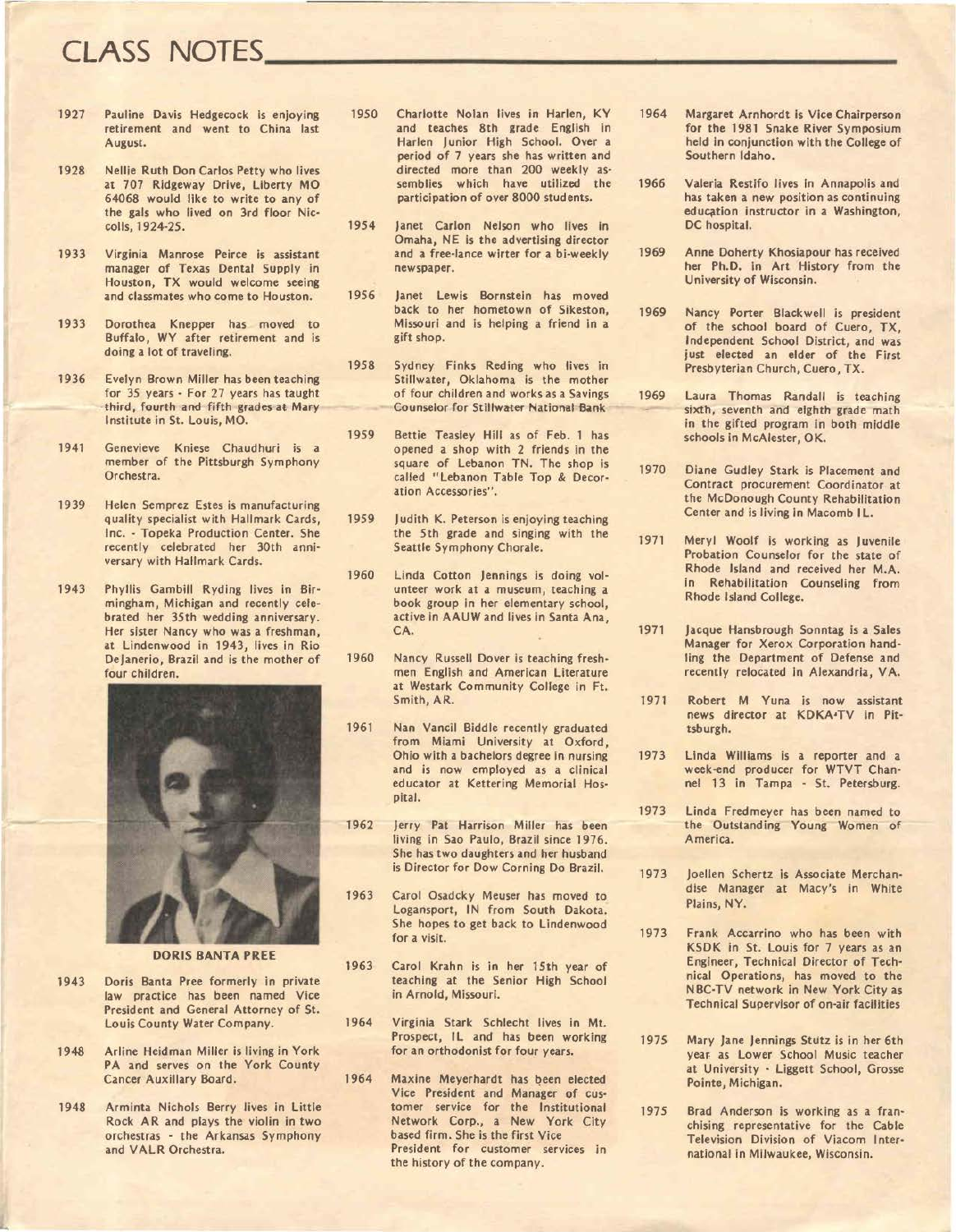# CLASS NOTES

1927 Pauline Davis Hedgecock is enjoying retirement and went to China last August.

1928 Nellie Ruth Don Carlos Petty who lives at 707 Ridgeway Drive, Liberty MO 64068 would like to write to any of the gals who lived on 3rd floor Niccolls, 1924-25.

1933 Virginia Manrose Peirce is assistant manager of Texas Dental Supply in Houston, TX would welcome seeing and classmates who come to Houston.

1933 Dorothea Knepper has moved to Buffalo, WY after retirement and is doing a lot of traveling.

1936 Evelyn Brown Miller has been teaching for 35 years - For 27 years has taught third, fourth and fifth grades at Mary Institute in St. Louis, MO.

1941 Genevieve Kniese Chaudhuri is a member of the Pittsburgh Symphony Orchestra.

1939 Helen Semprez Estes is manufacturing quality specialist with Hallmark Cards, Inc. - Topeka Production Center. She recently celebrated her 30th anniversary with Hallmark Cards.

1943 Phyllis Gambill Ryding lives in Birmingham, Michigan and recently celebrated her 35th wedding anniversary. Her sister Nancy who was a freshman, at Lindenwood in 1943, lives in Rio DeJanerio, Brazil and is the mother of four children.

DORIS BANTA PREE

1943 Doris Banta Pree formerly in private law practice has been named Vice President and General Attorney of St. Louis County Water Company.

1948 Arline Heidman Miller is living in York PA and serves on the York County Cancer Auxiliary Board.

1948 Arminta Nichols Berry lives in Little Rock AR and plays the violin in two orchestras - the Arkansas Symphony and VALR Orchestra.

1950 Charlotte Nolan lives in Harlen, KY and teaches 8th grade English in Harlen Junior High School. Over a period of 7 years she has written and directed more than 200 weekly assemblies which have utilized the participation of over 8000 students.

1954 Janet Carlon Nelson who lives in Omaha, NE is the advertising director and a free-lance wirter for a bi-weekly newspaper.

1956 Janet Lewis Bornstein has moved back to her hometown of Sikeston, Missouri and is helping a friend in a gift shop.

1958 Sydney Finks Reding who lives in Stillwater, Oklahoma is the mother of four children and works as a Savings Counselor for Stillwater National Bank

1959 Bettie Teasley Hill as of Feb. 1 has opened a shop with 2 friends in the square of Lebanon TN. The shop is called "Lebanon Table Top & Decoration Accessories".

1959 Judith K. Peterson is enjoying teaching the 5th grade and singing with the Seattle Symphony Chorale.

1960 Linda Cotton Jennings is doing volunteer work at a museum, teaching a book group in her elementary school, active in AAUW and lives in Santa Ana, CA.

1960 Nancy Russell Dover is teaching freshmen English and American Literature at Westark Community College in Ft. Smith, AR.

1961 Nan Vancil Biddle recently graduated from Miami University at Oxford, Ohio with a bachelors degree in nursing and is now employed as a clinical educator at Kettering Memorial Hospital.

1962 Jerry Pat Harrison Miller has been living in Sao Paulo, Brazil since 1976. She has two daughters and her husband is Director for Dow Corning Do Brazil.

1963 Carol Osadcky Meuser has moved to Logansport, IN from South Dakota. She hopes to get back to Lindenwood for a visit.

1963 Carol Krahn is in her 15th year of teaching at the Senior High School in Arnold, Missouri.

1964 Virginia Stark Schlecht lives in Mt. Prospect, IL and has been working for an orthodonist for four years.

1964 Maxine Meyerhardt has been elected Vice President and Manager of customer service for the Institutional Network Corp., a New York City based firm. She is the first Vice President for customer services in the history of the company.

1964 Margaret Arnhordt is Vice Chairperson for the 1981 Snake River Symposium held in conjunction with the College of Southern Idaho.

1966 Valeria Restifo lives in Annapolis and has taken a new position as continuing education instructor in a Washington, DC hospital.

1969 Anne Doherty Khosiapour has received her Ph.D. in Art History from the University of Wisconsin.

1969 Nancy Porter Blackwell is president of the school board of Cuero, TX, Independent School District, and was just elected an elder of the First Presbyterian Church, Cuero, TX.

1969 Laura Thomas Randall is teaching sixth, seventh and eighth grade math in the gifted program in both middle schools in McAlester, OK.

1970 Diane Gudley Stark is Placement and Contract procurement Coordinator at the McDonough County Rehabilitation Center and is living in Macomb IL.

1971 Meryl Woolf is working as Juvenile Probation Counselor for the state of Rhode Island and received her M.A. in Rehabilitation Counseling from Rhode Island College.

1971 Jacque Hansbrough Sonntag is a Sales Manager for Xerox Corporation handling the Department of Defense and recently relocated in Alexandria, VA.

1971 Robert M Yuna is now assistant news director at KDKA-TV in Pittsburgh.

1973 Linda Williams is a reporter and a week-end producer for WTVT Channel 13 in Tampa - St. Petersburg.

1973 Linda Fredmeyer has been named to the Outstanding Young Women of America.

1973 Joellen Schertz is Associate Merchandise Manager at Macy's in White Plains, NY.

1973 Frank Accarrino who has been with KSDK in St. Louis for 7 years as an Engineer, Technical Director of Technical Operations, has moved to the NBC-TV network in New York City as Technical Supervisor of on-air facilities

1975 Mary Jane Jennings Stutz is in her 6th year as Lower School Music teacher at University - Liggett School, Grosse Pointe, Michigan.

1975 Brad Anderson is working as a franchising representative for the Cable Television Division of Viacom International in Milwaukee, Wisconsin.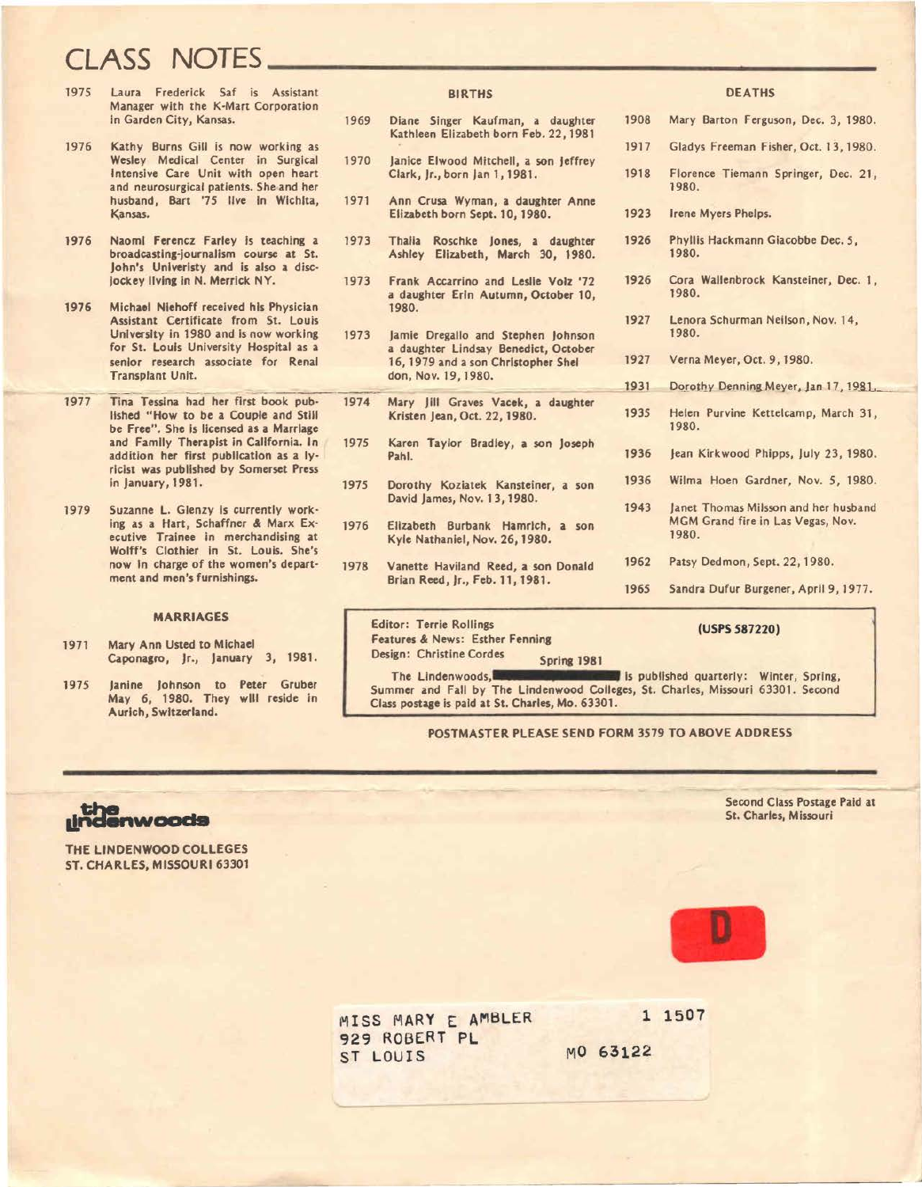# CLASS NOTES

1975 Laura Frederick Saf is Assistant Manager with the K-Mart Corporation in Garden City, Kansas.

1976 Kathy Burns Gill is now working as Wesley Medical Center in Surgical Intensive Care Unit with open heart and neurosurgical patients. She and her husband, Bart '75 live in Wichita, Kansas.

1976 Naomi Ferencz Farley is teaching a broadcasting-journalism course at St. John's Univeristy and is also a disc-jockey living in N. Merrick NY.

1976 Michael Niehoff received his Physician Assistant Certificate from St. Louis University in 1980 and is now working for St. Louis University Hospital as a senior research associate for Renal Transplant Unit.

1977 Tina Tessina had her first book published "How to be a Couple and Still be Free". She is licensed as a Marriage and Family Therapist in California. In addition her first publication as a lyricist was published by Somerset Press in January, 1981.

1979 Suzanne L. Glenzy is currently working as a Hart, Schaffner & Marx Executive Trainee in merchandising at Wolff's Clothier in St. Louis. She's now in charge of the women's department and men's furnishings.

## MARRIAGES

1971 Mary Ann Usted to Michael Caponagro, Jr., January 3, 1981.

1975 Janine Johnson to Peter Gruber May 6, 1980. They will reside in Aurich, Switzerland.

## BIRTHS

1969 Diane Singer Kaufman, a daughter Kathleen Elizabeth born Feb. 22, 1981

1970 Janice Elwood Mitchell, a son Jeffrey Clark, Jr., born Jan 1, 1981.

1971 Ann Crusa Wyman, a daughter Anne Elizabeth born Sept. 10, 1980.

1973 Thalia Roschke Jones, a daughter Ashley Elizabeth, March 30, 1980.

1973 Frank Accarrino and Leslie Volz '72 a daughter Erin Autumn, October 10, 1980.

1973 Jamie Dregallo and Stephen Johnson a daughter Lindsay Benedict, October 16, 1979 and a son Christopher Sheldon, Nov. 19, 1980.

1974 Mary Jill Graves Vacek, a daughter Kristen Jean, Oct. 22, 1980.

1975 Karen Taylor Bradley, a son Joseph Pahl.

1975 Dorothy Koziatek Kansteiner, a son David James, Nov. 13, 1980.

1976 Elizabeth Burbank Hamrich, a son Kyle Nathaniel, Nov. 26, 1980.

1978 Vanette Haviland Reed, a son Donald Brian Reed, Jr., Feb. 11, 1981.

## DEATHS

1908 Mary Barton Ferguson, Dec. 3, 1980.

1917 Gladys Freeman Fisher, Oct. 13, 1980.

1918 Florence Tiemann Springer, Dec. 21, 1980.

1923 Irene Myers Phelps.

1926 Phyllis Hackmann Giacobbe Dec. 5, 1980.

1926 Cora Wallenbrock Kansteiner, Dec. 1, 1980.

1927 Lenora Schurman Neilson, Nov. 14, 1980.

1927 Verna Meyer, Oct. 9, 1980.

1931 Dorothy Denning Meyer, Jan 17, 1981.

1935 Helen Purvine Kettelcamp, March 31, 1980.

1936 Jean Kirkwood Phipps, July 23, 1980.

1936 Wilma Hoen Gardner, Nov. 5, 1980.

1943 Janet Thomas Milsson and her husband MGM Grand fire in Las Vegas, Nov. 1980.

1962 Patsy Dedmon, Sept. 22, 1980.

1965 Sandra Dufur Burgener, April 9, 1977.

Editor: Terrie Rollings
Features & News: Esther Fenning
Design: Christine Cordes
Spring 1981

(USPS 587220)

The Lindenwoods, ████ is published quarterly: Winter, Spring, Summer and Fall by The Lindenwood Colleges, St. Charles, Missouri 63301. Second Class postage is paid at St. Charles, Mo. 63301.

POSTMASTER PLEASE SEND FORM 3579 TO ABOVE ADDRESS

the Lindenwoods
THE LINDENWOOD COLLEGES
ST. CHARLES, MISSOURI 63301

Second Class Postage Paid at St. Charles, Missouri

D

MISS MARY E AMBLER 1 1507
929 ROBERT PL
ST LOUIS MO 63122